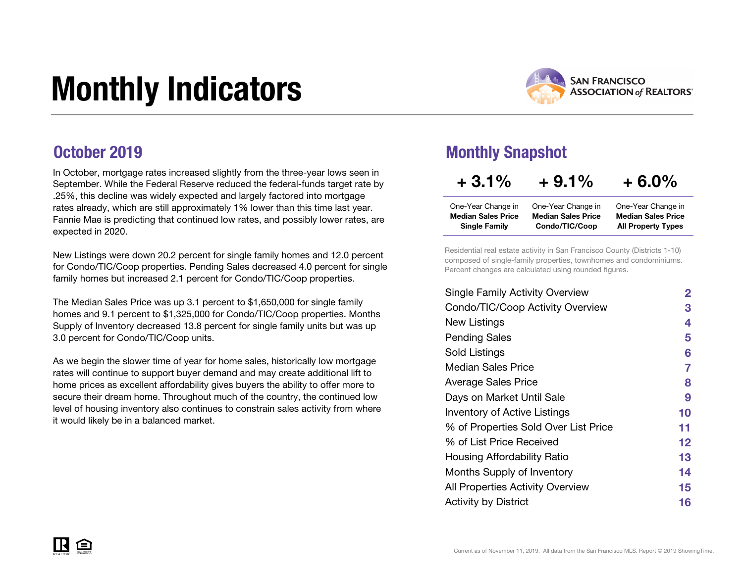# Monthly Indicators

SAN FRANCISCO ASSOCIATION of REALTORS®

## October 2019

In October, mortgage rates increased slightly from the three-year lows seen in September. While the Federal Reserve reduced the federal-funds target rate by .25%, this decline was widely expected and largely factored into mortgage rates already, which are still approximately 1% lower than this time last year. Fannie Mae is predicting that continued low rates, and possibly lower rates, are expected in 2020.

New Listings were down 20.2 percent for single family homes and 12.0 percent for Condo/TIC/Coop properties. Pending Sales decreased 4.0 percent for single family homes but increased 2.1 percent for Condo/TIC/Coop properties.

The Median Sales Price was up 3.1 percent to $1,650,000 for single family homes and 9.1 percent to $1,325,000 for Condo/TIC/Coop properties. Months Supply of Inventory decreased 13.8 percent for single family units but was up 3.0 percent for Condo/TIC/Coop units.

As we begin the slower time of year for home sales, historically low mortgage rates will continue to support buyer demand and may create additional lift to home prices as excellent affordability gives buyers the ability to offer more to secure their dream home. Throughout much of the country, the continued low level of housing inventory also continues to constrain sales activity from where it would likely be in a balanced market.

## Monthly Snapshot

| + 3.1% | + 9.1% | + 6.0% |
|---|---|---|
| One-Year Change in **Median Sales Price Single Family** | One-Year Change in **Median Sales Price Condo/TIC/Coop** | One-Year Change in **Median Sales Price All Property Types** |

Residential real estate activity in San Francisco County (Districts 1-10) composed of single-family properties, townhomes and condominiums. Percent changes are calculated using rounded figures.

| | |
|---|---|
| Single Family Activity Overview | 2 |
| Condo/TIC/Coop Activity Overview | 3 |
| New Listings | 4 |
| Pending Sales | 5 |
| Sold Listings | 6 |
| Median Sales Price | 7 |
| Average Sales Price | 8 |
| Days on Market Until Sale | 9 |
| Inventory of Active Listings | 10 |
| % of Properties Sold Over List Price | 11 |
| % of List Price Received | 12 |
| Housing Affordability Ratio | 13 |
| Months Supply of Inventory | 14 |
| All Properties Activity Overview | 15 |
| Activity by District | 16 |

Current as of November 11, 2019. All data from the San Francisco MLS. Report © 2019 ShowingTime.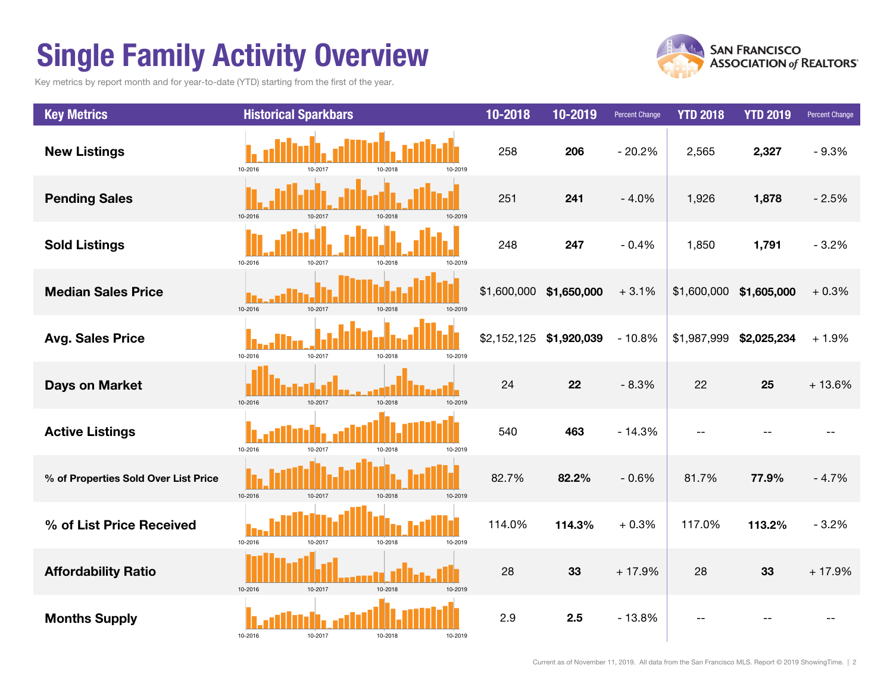# Single Family Activity Overview

Key metrics by report month and for year-to-date (YTD) starting from the first of the year.

| Key Metrics | Historical Sparkbars | 10-2018 | 10-2019 | Percent Change | YTD 2018 | YTD 2019 | Percent Change |
|---|---|---|---|---|---|---|---|
| New Listings | 10-2016 10-2017 10-2018 10-2019 | 258 | **206** | - 20.2% | 2,565 | **2,327** | - 9.3% |
| Pending Sales | 10-2016 10-2017 10-2018 10-2019 | 251 | **241** | - 4.0% | 1,926 | **1,878** | - 2.5% |
| Sold Listings | 10-2016 10-2017 10-2018 10-2019 | 248 | **247** | - 0.4% | 1,850 | **1,791** | - 3.2% |
| Median Sales Price | 10-2016 10-2017 10-2018 10-2019 | $1,600,000 | **$1,650,000** | + 3.1% | $1,600,000 | **$1,605,000** | + 0.3% |
| Avg. Sales Price | 10-2016 10-2017 10-2018 10-2019 | $2,152,125 | **$1,920,039** | - 10.8% | $1,987,999 | **$2,025,234** | + 1.9% |
| Days on Market | 10-2016 10-2017 10-2018 10-2019 | 24 | **22** | - 8.3% | 22 | **25** | + 13.6% |
| Active Listings | 10-2016 10-2017 10-2018 10-2019 | 540 | **463** | - 14.3% | -- | -- | -- |
| % of Properties Sold Over List Price | 10-2016 10-2017 10-2018 10-2019 | 82.7% | **82.2%** | - 0.6% | 81.7% | **77.9%** | - 4.7% |
| % of List Price Received | 10-2016 10-2017 10-2018 10-2019 | 114.0% | **114.3%** | + 0.3% | 117.0% | **113.2%** | - 3.2% |
| Affordability Ratio | 10-2016 10-2017 10-2018 10-2019 | 28 | **33** | + 17.9% | 28 | **33** | + 17.9% |
| Months Supply | 10-2016 10-2017 10-2018 10-2019 | 2.9 | **2.5** | - 13.8% | -- | -- | -- |

Current as of November 11, 2019. All data from the San Francisco MLS. Report © 2019 ShowingTime.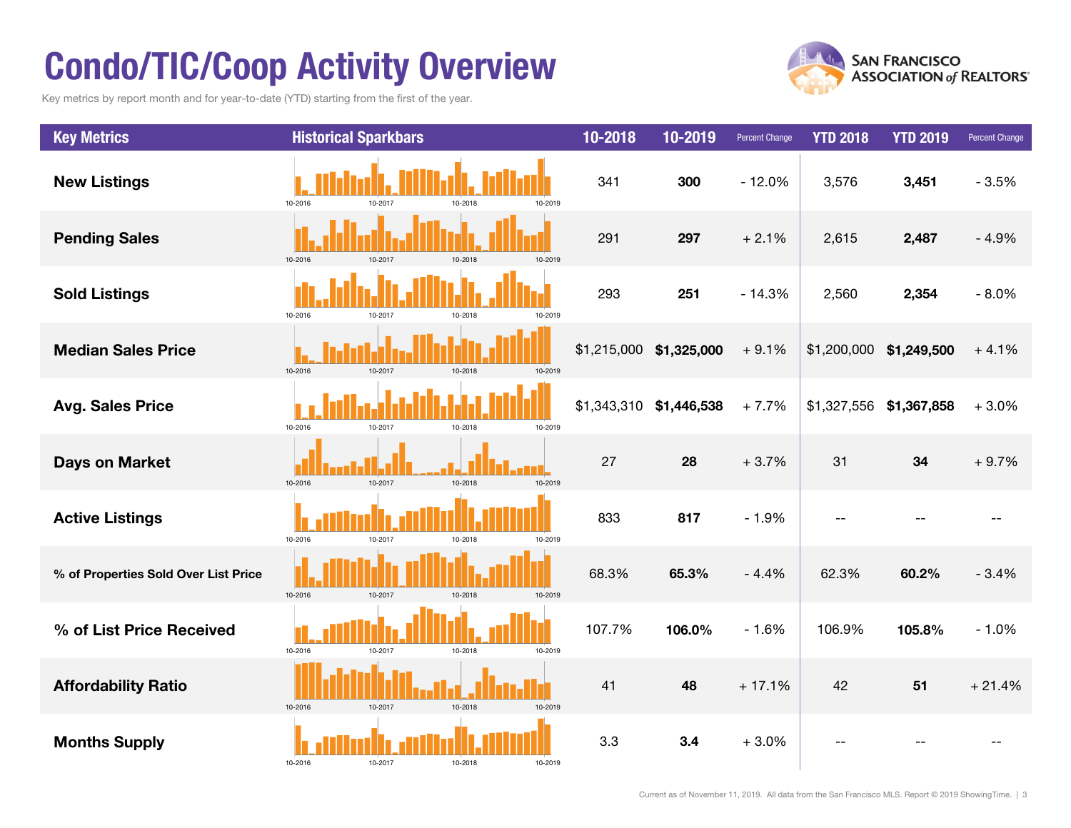# Condo/TIC/Coop Activity Overview

Key metrics by report month and for year-to-date (YTD) starting from the first of the year.

| Key Metrics | Historical Sparkbars | 10-2018 | 10-2019 | Percent Change | YTD 2018 | YTD 2019 | Percent Change |
|---|---|---|---|---|---|---|---|
| **New Listings** | 10-2016 10-2017 10-2018 10-2019 | 341 | **300** | - 12.0% | 3,576 | **3,451** | - 3.5% |
| **Pending Sales** | 10-2016 10-2017 10-2018 10-2019 | 291 | **297** | + 2.1% | 2,615 | **2,487** | - 4.9% |
| **Sold Listings** | 10-2016 10-2017 10-2018 10-2019 | 293 | **251** | - 14.3% | 2,560 | **2,354** | - 8.0% |
| **Median Sales Price** | 10-2016 10-2017 10-2018 10-2019 | $1,215,000 | **$1,325,000** | + 9.1% | $1,200,000 | **$1,249,500** | + 4.1% |
| **Avg. Sales Price** | 10-2016 10-2017 10-2018 10-2019 | $1,343,310 | **$1,446,538** | + 7.7% | $1,327,556 | **$1,367,858** | + 3.0% |
| **Days on Market** | 10-2016 10-2017 10-2018 10-2019 | 27 | **28** | + 3.7% | 31 | **34** | + 9.7% |
| **Active Listings** | 10-2016 10-2017 10-2018 10-2019 | 833 | **817** | - 1.9% | -- | -- | -- |
| **% of Properties Sold Over List Price** | 10-2016 10-2017 10-2018 10-2019 | 68.3% | **65.3%** | - 4.4% | 62.3% | **60.2%** | - 3.4% |
| **% of List Price Received** | 10-2016 10-2017 10-2018 10-2019 | 107.7% | **106.0%** | - 1.6% | 106.9% | **105.8%** | - 1.0% |
| **Affordability Ratio** | 10-2016 10-2017 10-2018 10-2019 | 41 | **48** | + 17.1% | 42 | **51** | + 21.4% |
| **Months Supply** | 10-2016 10-2017 10-2018 10-2019 | 3.3 | **3.4** | + 3.0% | -- | -- | -- |

Current as of November 11, 2019. All data from the San Francisco MLS. Report © 2019 ShowingTime.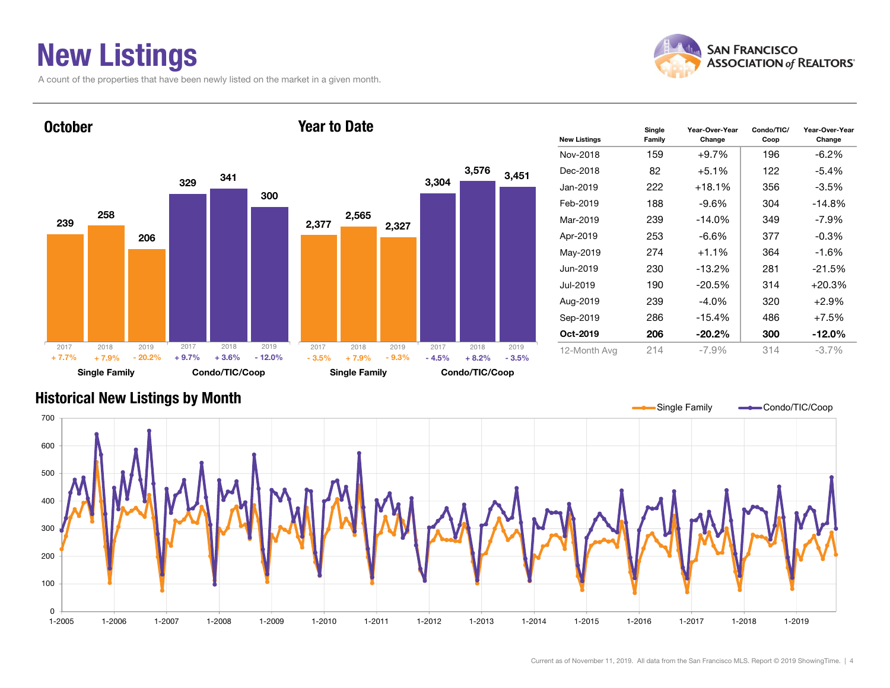# New Listings

A count of the properties that have been newly listed on the market in a given month.

SAN FRANCISCO ASSOCIATION of REALTORS®

## October

| | 2017 | 2018 | 2019 |
|---|---|---|---|
| Single Family | 239 | 258 | 206 |
| Change | + 7.7% | + 7.9% | - 20.2% |
| Condo/TIC/Coop | 329 | 341 | 300 |
| Change | + 9.7% | + 3.6% | - 12.0% |

## Year to Date

| | 2017 | 2018 | 2019 |
|---|---|---|---|
| Single Family | 2,377 | 2,565 | 2,327 |
| Change | - 3.5% | + 7.9% | - 9.3% |
| Condo/TIC/Coop | 3,304 | 3,576 | 3,451 |
| Change | - 4.5% | + 8.2% | - 3.5% |

| New Listings | Single Family | Year-Over-Year Change | Condo/TIC/ Coop | Year-Over-Year Change |
|---|---|---|---|---|
| Nov-2018 | 159 | +9.7% | 196 | -6.2% |
| Dec-2018 | 82 | +5.1% | 122 | -5.4% |
| Jan-2019 | 222 | +18.1% | 356 | -3.5% |
| Feb-2019 | 188 | -9.6% | 304 | -14.8% |
| Mar-2019 | 239 | -14.0% | 349 | -7.9% |
| Apr-2019 | 253 | -6.6% | 377 | -0.3% |
| May-2019 | 274 | +1.1% | 364 | -1.6% |
| Jun-2019 | 230 | -13.2% | 281 | -21.5% |
| Jul-2019 | 190 | -20.5% | 314 | +20.3% |
| Aug-2019 | 239 | -4.0% | 320 | +2.9% |
| Sep-2019 | 286 | -15.4% | 486 | +7.5% |
| **Oct-2019** | **206** | **-20.2%** | **300** | **-12.0%** |
| 12-Month Avg | 214 | -7.9% | 314 | -3.7% |

## Historical New Listings by Month

Single Family / Condo/TIC/Coop (monthly, 1-2005 through 1-2019)

Current as of November 11, 2019. All data from the San Francisco MLS. Report © 2019 ShowingTime.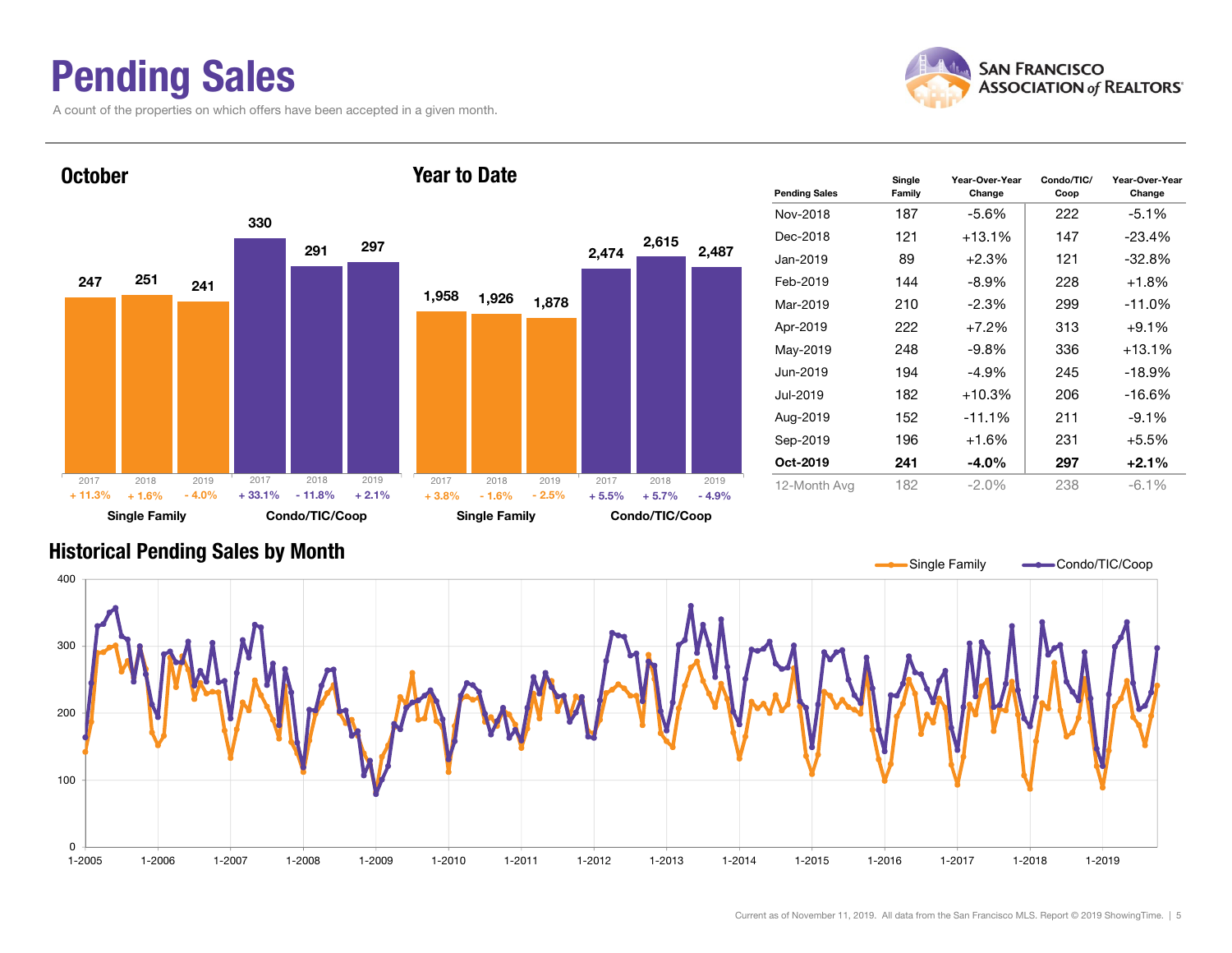# Pending Sales

A count of the properties on which offers have been accepted in a given month.

SAN FRANCISCO ASSOCIATION of REALTORS®

## October

| | 2017 | 2018 | 2019 |
|---|---|---|---|
| Single Family | 247 | 251 | 241 |
| Change | + 11.3% | + 1.6% | - 4.0% |
| Condo/TIC/Coop | 330 | 291 | 297 |
| Change | + 33.1% | - 11.8% | + 2.1% |

## Year to Date

| | 2017 | 2018 | 2019 |
|---|---|---|---|
| Single Family | 1,958 | 1,926 | 1,878 |
| Change | + 3.8% | - 1.6% | - 2.5% |
| Condo/TIC/Coop | 2,474 | 2,615 | 2,487 |
| Change | + 5.5% | + 5.7% | - 4.9% |

| Pending Sales | Single Family | Year-Over-Year Change | Condo/TIC/ Coop | Year-Over-Year Change |
|---|---|---|---|---|
| Nov-2018 | 187 | -5.6% | 222 | -5.1% |
| Dec-2018 | 121 | +13.1% | 147 | -23.4% |
| Jan-2019 | 89 | +2.3% | 121 | -32.8% |
| Feb-2019 | 144 | -8.9% | 228 | +1.8% |
| Mar-2019 | 210 | -2.3% | 299 | -11.0% |
| Apr-2019 | 222 | +7.2% | 313 | +9.1% |
| May-2019 | 248 | -9.8% | 336 | +13.1% |
| Jun-2019 | 194 | -4.9% | 245 | -18.9% |
| Jul-2019 | 182 | +10.3% | 206 | -16.6% |
| Aug-2019 | 152 | -11.1% | 211 | -9.1% |
| Sep-2019 | 196 | +1.6% | 231 | +5.5% |
| **Oct-2019** | **241** | **-4.0%** | **297** | **+2.1%** |
| 12-Month Avg | 182 | -2.0% | 238 | -6.1% |

## Historical Pending Sales by Month

Single Family — Condo/TIC/Coop

Current as of November 11, 2019. All data from the San Francisco MLS. Report © 2019 ShowingTime.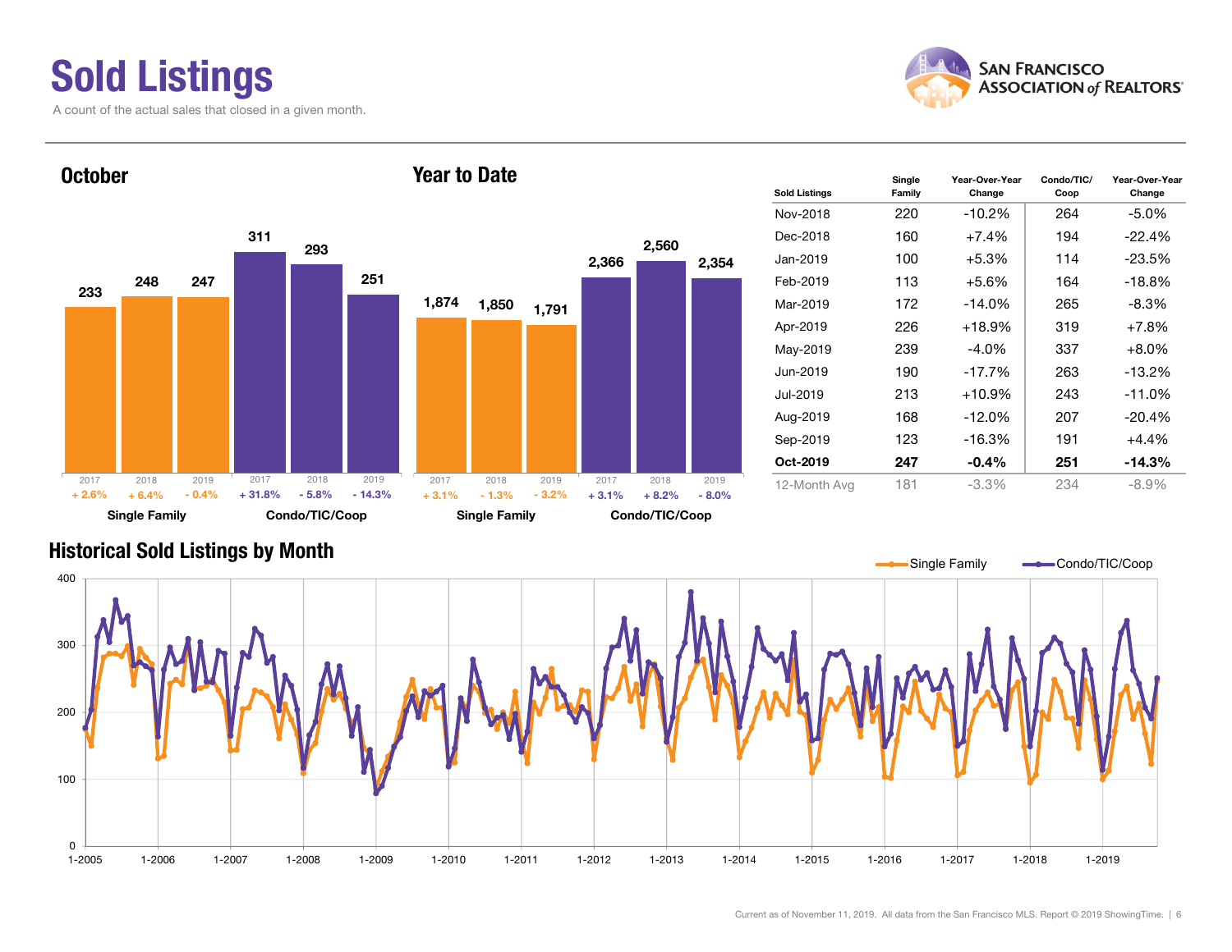# Sold Listings

A count of the actual sales that closed in a given month.

## October

| | 2017 | 2018 | 2019 |
|---|---|---|---|
| Single Family | 233 | 248 | 247 |
| Change | + 2.6% | + 6.4% | - 0.4% |
| Condo/TIC/Coop | 311 | 293 | 251 |
| Change | + 31.8% | - 5.8% | - 14.3% |

## Year to Date

| | 2017 | 2018 | 2019 |
|---|---|---|---|
| Single Family | 1,874 | 1,850 | 1,791 |
| Change | + 3.1% | - 1.3% | - 3.2% |
| Condo/TIC/Coop | 2,366 | 2,560 | 2,354 |
| Change | + 3.1% | + 8.2% | - 8.0% |

| Sold Listings | Single Family | Year-Over-Year Change | Condo/TIC/ Coop | Year-Over-Year Change |
|---|---|---|---|---|
| Nov-2018 | 220 | -10.2% | 264 | -5.0% |
| Dec-2018 | 160 | +7.4% | 194 | -22.4% |
| Jan-2019 | 100 | +5.3% | 114 | -23.5% |
| Feb-2019 | 113 | +5.6% | 164 | -18.8% |
| Mar-2019 | 172 | -14.0% | 265 | -8.3% |
| Apr-2019 | 226 | +18.9% | 319 | +7.8% |
| May-2019 | 239 | -4.0% | 337 | +8.0% |
| Jun-2019 | 190 | -17.7% | 263 | -13.2% |
| Jul-2019 | 213 | +10.9% | 243 | -11.0% |
| Aug-2019 | 168 | -12.0% | 207 | -20.4% |
| Sep-2019 | 123 | -16.3% | 191 | +4.4% |
| **Oct-2019** | **247** | **-0.4%** | **251** | **-14.3%** |
| 12-Month Avg | 181 | -3.3% | 234 | -8.9% |

## Historical Sold Listings by Month

Single Family — Condo/TIC/Coop

Current as of November 11, 2019. All data from the San Francisco MLS. Report © 2019 ShowingTime.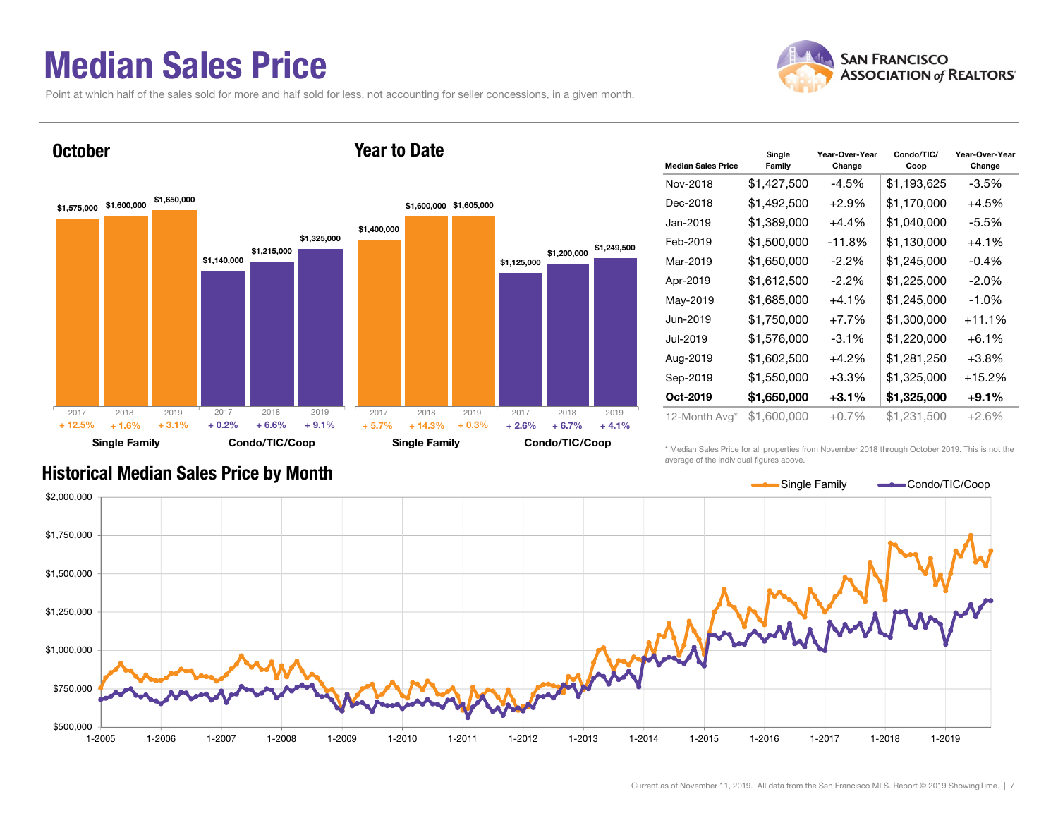# Median Sales Price

Point at which half of the sales sold for more and half sold for less, not accounting for seller concessions, in a given month.

## October

| | 2017 | 2018 | 2019 |
|---|---|---|---|
| **Single Family** | $1,575,000 | $1,600,000 | $1,650,000 |
| Change | + 12.5% | + 1.6% | + 3.1% |
| **Condo/TIC/Coop** | $1,140,000 | $1,215,000 | $1,325,000 |
| Change | + 0.2% | + 6.6% | + 9.1% |

## Year to Date

| | 2017 | 2018 | 2019 |
|---|---|---|---|
| **Single Family** | $1,400,000 | $1,600,000 | $1,605,000 |
| Change | + 5.7% | + 14.3% | + 0.3% |
| **Condo/TIC/Coop** | $1,125,000 | $1,200,000 | $1,249,500 |
| Change | + 2.6% | + 6.7% | + 4.1% |

| Median Sales Price | Single Family | Year-Over-Year Change | Condo/TIC/ Coop | Year-Over-Year Change |
|---|---|---|---|---|
| Nov-2018 | $1,427,500 | -4.5% | $1,193,625 | -3.5% |
| Dec-2018 | $1,492,500 | +2.9% | $1,170,000 | +4.5% |
| Jan-2019 | $1,389,000 | +4.4% | $1,040,000 | -5.5% |
| Feb-2019 | $1,500,000 | -11.8% | $1,130,000 | +4.1% |
| Mar-2019 | $1,650,000 | -2.2% | $1,245,000 | -0.4% |
| Apr-2019 | $1,612,500 | -2.2% | $1,225,000 | -2.0% |
| May-2019 | $1,685,000 | +4.1% | $1,245,000 | -1.0% |
| Jun-2019 | $1,750,000 | +7.7% | $1,300,000 | +11.1% |
| Jul-2019 | $1,576,000 | -3.1% | $1,220,000 | +6.1% |
| Aug-2019 | $1,602,500 | +4.2% | $1,281,250 | +3.8% |
| Sep-2019 | $1,550,000 | +3.3% | $1,325,000 | +15.2% |
| **Oct-2019** | **$1,650,000** | **+3.1%** | **$1,325,000** | **+9.1%** |
| 12-Month Avg* | $1,600,000 | +0.7% | $1,231,500 | +2.6% |

\* Median Sales Price for all properties from November 2018 through October 2019. This is not the average of the individual figures above.

## Historical Median Sales Price by Month

Current as of November 11, 2019. All data from the San Francisco MLS. Report © 2019 ShowingTime.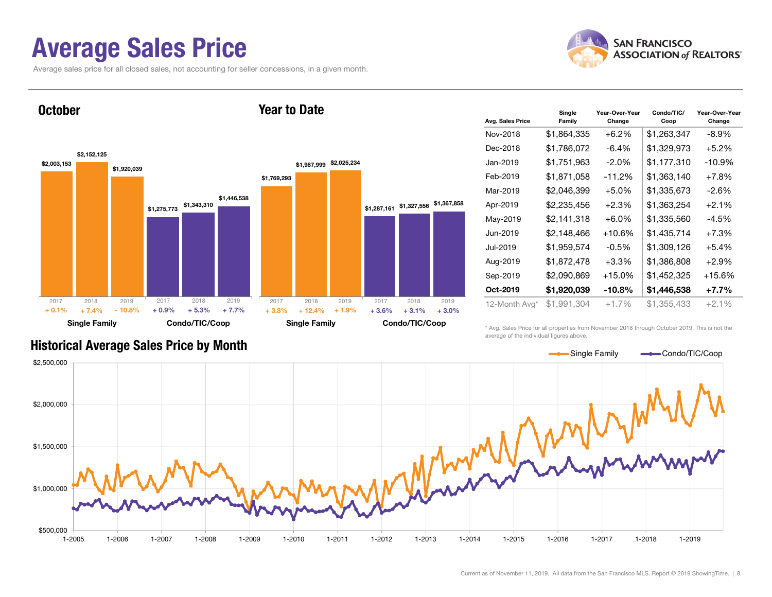# Average Sales Price

Average sales price for all closed sales, not accounting for seller concessions, in a given month.

## October

| | 2017 | 2018 | 2019 |
|---|---|---|---|
| Single Family | $2,003,153 | $2,152,125 | $1,920,039 |
| Change | + 0.1% | + 7.4% | - 10.8% |
| Condo/TIC/Coop | $1,275,773 | $1,343,310 | $1,446,538 |
| Change | + 0.9% | + 5.3% | + 7.7% |

## Year to Date

| | 2017 | 2018 | 2019 |
|---|---|---|---|
| Single Family | $1,769,293 | $1,987,999 | $2,025,234 |
| Change | + 3.8% | + 12.4% | + 1.9% |
| Condo/TIC/Coop | $1,287,161 | $1,327,556 | $1,367,858 |
| Change | + 3.6% | + 3.1% | + 3.0% |

| Avg. Sales Price | Single Family | Year-Over-Year Change | Condo/TIC/ Coop | Year-Over-Year Change |
|---|---|---|---|---|
| Nov-2018 | $1,864,335 | +6.2% | $1,263,347 | -8.9% |
| Dec-2018 | $1,786,072 | -6.4% | $1,329,973 | +5.2% |
| Jan-2019 | $1,751,963 | -2.0% | $1,177,310 | -10.9% |
| Feb-2019 | $1,871,058 | -11.2% | $1,363,140 | +7.8% |
| Mar-2019 | $2,046,399 | +5.0% | $1,335,673 | -2.6% |
| Apr-2019 | $2,235,456 | +2.3% | $1,363,254 | +2.1% |
| May-2019 | $2,141,318 | +6.0% | $1,335,560 | -4.5% |
| Jun-2019 | $2,148,466 | +10.6% | $1,435,714 | +7.3% |
| Jul-2019 | $1,959,574 | -0.5% | $1,309,126 | +5.4% |
| Aug-2019 | $1,872,478 | +3.3% | $1,386,808 | +2.9% |
| Sep-2019 | $2,090,869 | +15.0% | $1,452,325 | +15.6% |
| **Oct-2019** | **$1,920,039** | **-10.8%** | **$1,446,538** | **+7.7%** |
| 12-Month Avg* | $1,991,304 | +1.7% | $1,355,433 | +2.1% |

\* Avg. Sales Price for all properties from November 2018 through October 2019. This is not the average of the individual figures above.

## Historical Average Sales Price by Month

Current as of November 11, 2019. All data from the San Francisco MLS. Report © 2019 ShowingTime.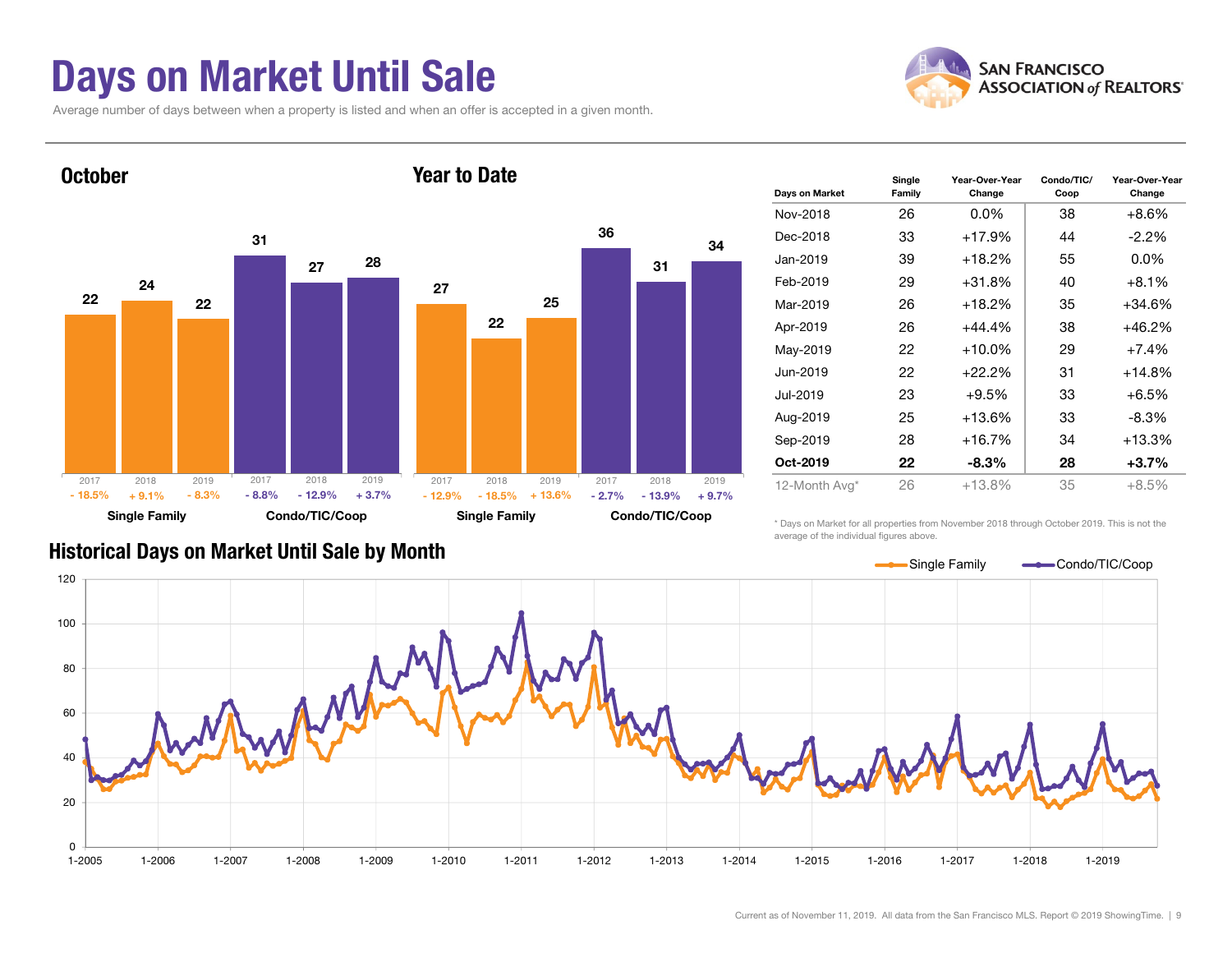# Days on Market Until Sale

Average number of days between when a property is listed and when an offer is accepted in a given month.

## October

| | 2017 | 2018 | 2019 |
|---|---|---|---|
| Single Family | 22 | 24 | 22 |
| Change | - 18.5% | + 9.1% | - 8.3% |
| Condo/TIC/Coop | 31 | 27 | 28 |
| Change | - 8.8% | - 12.9% | + 3.7% |

## Year to Date

| | 2017 | 2018 | 2019 |
|---|---|---|---|
| Single Family | 27 | 22 | 25 |
| Change | - 12.9% | - 18.5% | + 13.6% |
| Condo/TIC/Coop | 36 | 31 | 34 |
| Change | - 2.7% | - 13.9% | + 9.7% |

| Days on Market | Single Family | Year-Over-Year Change | Condo/TIC/ Coop | Year-Over-Year Change |
|---|---|---|---|---|
| Nov-2018 | 26 | 0.0% | 38 | +8.6% |
| Dec-2018 | 33 | +17.9% | 44 | -2.2% |
| Jan-2019 | 39 | +18.2% | 55 | 0.0% |
| Feb-2019 | 29 | +31.8% | 40 | +8.1% |
| Mar-2019 | 26 | +18.2% | 35 | +34.6% |
| Apr-2019 | 26 | +44.4% | 38 | +46.2% |
| May-2019 | 22 | +10.0% | 29 | +7.4% |
| Jun-2019 | 22 | +22.2% | 31 | +14.8% |
| Jul-2019 | 23 | +9.5% | 33 | +6.5% |
| Aug-2019 | 25 | +13.6% | 33 | -8.3% |
| Sep-2019 | 28 | +16.7% | 34 | +13.3% |
| **Oct-2019** | **22** | **-8.3%** | **28** | **+3.7%** |
| 12-Month Avg* | 26 | +13.8% | 35 | +8.5% |

\* Days on Market for all properties from November 2018 through October 2019. This is not the average of the individual figures above.

## Historical Days on Market Until Sale by Month

Single Family — Condo/TIC/Coop

Current as of November 11, 2019. All data from the San Francisco MLS. Report © 2019 ShowingTime.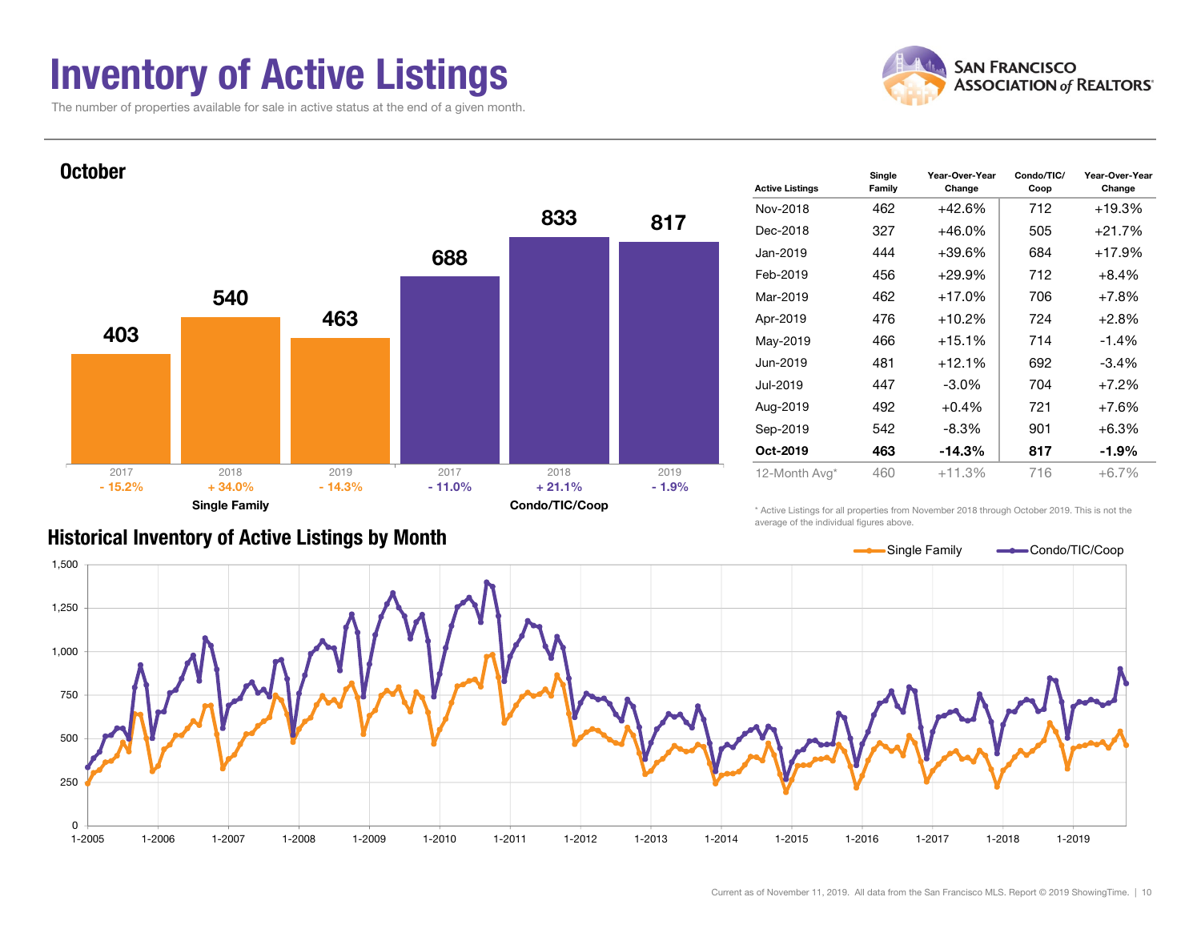# Inventory of Active Listings

The number of properties available for sale in active status at the end of a given month.

## October

| | 2017 | 2018 | 2019 |
|---|---|---|---|
| Single Family | 403 | 540 | 463 |
| Change | - 15.2% | + 34.0% | - 14.3% |
| Condo/TIC/Coop | 688 | 833 | 817 |
| Change | - 11.0% | + 21.1% | - 1.9% |

| Active Listings | Single Family | Year-Over-Year Change | Condo/TIC/ Coop | Year-Over-Year Change |
|---|---|---|---|---|
| Nov-2018 | 462 | +42.6% | 712 | +19.3% |
| Dec-2018 | 327 | +46.0% | 505 | +21.7% |
| Jan-2019 | 444 | +39.6% | 684 | +17.9% |
| Feb-2019 | 456 | +29.9% | 712 | +8.4% |
| Mar-2019 | 462 | +17.0% | 706 | +7.8% |
| Apr-2019 | 476 | +10.2% | 724 | +2.8% |
| May-2019 | 466 | +15.1% | 714 | -1.4% |
| Jun-2019 | 481 | +12.1% | 692 | -3.4% |
| Jul-2019 | 447 | -3.0% | 704 | +7.2% |
| Aug-2019 | 492 | +0.4% | 721 | +7.6% |
| Sep-2019 | 542 | -8.3% | 901 | +6.3% |
| **Oct-2019** | **463** | **-14.3%** | **817** | **-1.9%** |
| 12-Month Avg* | 460 | +11.3% | 716 | +6.7% |

\* Active Listings for all properties from November 2018 through October 2019. This is not the average of the individual figures above.

## Historical Inventory of Active Listings by Month

Current as of November 11, 2019. All data from the San Francisco MLS. Report © 2019 ShowingTime.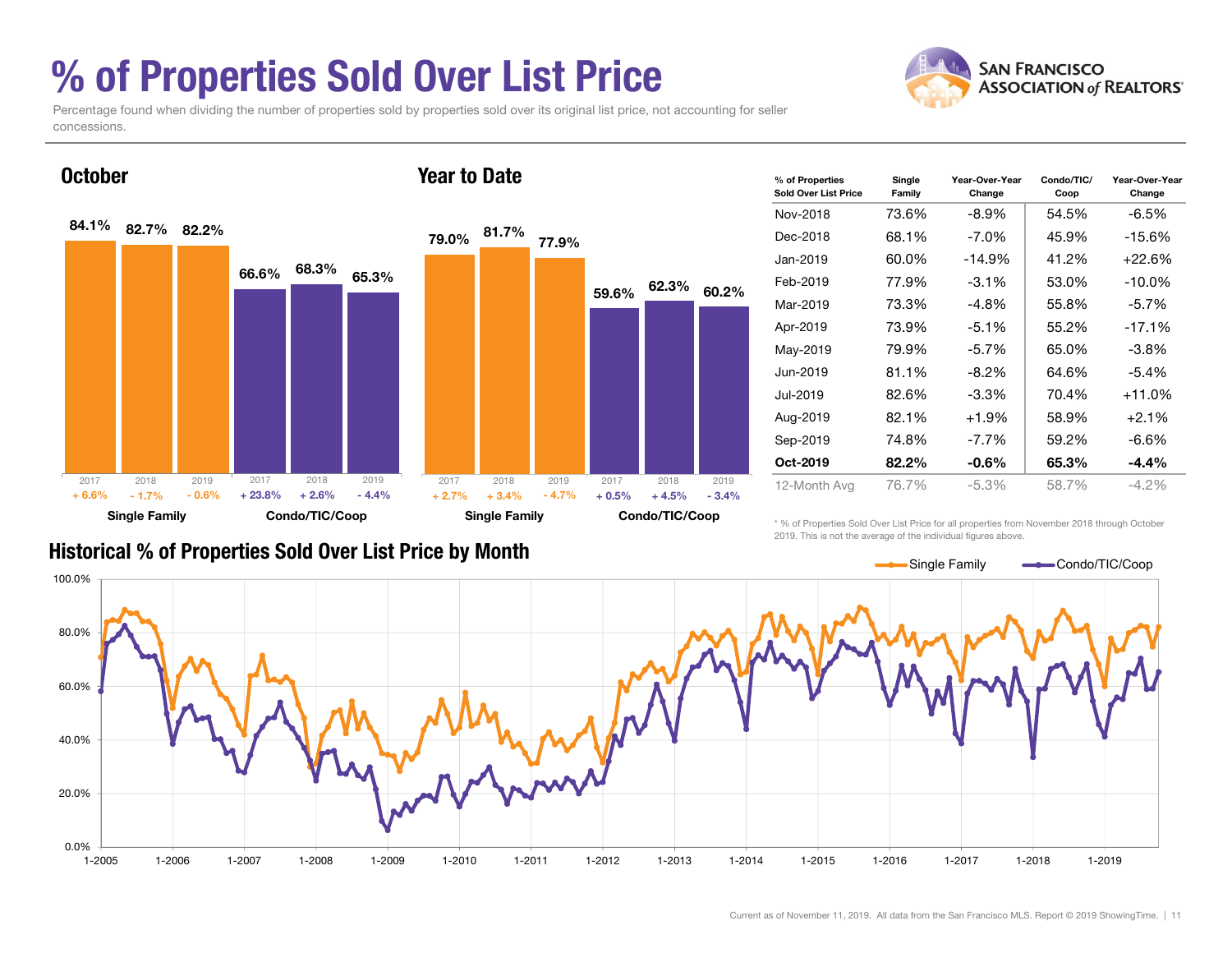# % of Properties Sold Over List Price

Percentage found when dividing the number of properties sold by properties sold over its original list price, not accounting for seller concessions.

## October

| | Single Family | | | Condo/TIC/Coop | | |
|---|---|---|---|---|---|---|
| Year | 2017 | 2018 | 2019 | 2017 | 2018 | 2019 |
| % Sold Over List | 84.1% | 82.7% | 82.2% | 66.6% | 68.3% | 65.3% |
| Change | + 6.6% | - 1.7% | - 0.6% | + 23.8% | + 2.6% | - 4.4% |

## Year to Date

| | Single Family | | | Condo/TIC/Coop | | |
|---|---|---|---|---|---|---|
| Year | 2017 | 2018 | 2019 | 2017 | 2018 | 2019 |
| % Sold Over List | 79.0% | 81.7% | 77.9% | 59.6% | 62.3% | 60.2% |
| Change | + 2.7% | + 3.4% | - 4.7% | + 0.5% | + 4.5% | - 3.4% |

| % of Properties Sold Over List Price | Single Family | Year-Over-Year Change | Condo/TIC/Coop | Year-Over-Year Change |
|---|---|---|---|---|
| Nov-2018 | 73.6% | -8.9% | 54.5% | -6.5% |
| Dec-2018 | 68.1% | -7.0% | 45.9% | -15.6% |
| Jan-2019 | 60.0% | -14.9% | 41.2% | +22.6% |
| Feb-2019 | 77.9% | -3.1% | 53.0% | -10.0% |
| Mar-2019 | 73.3% | -4.8% | 55.8% | -5.7% |
| Apr-2019 | 73.9% | -5.1% | 55.2% | -17.1% |
| May-2019 | 79.9% | -5.7% | 65.0% | -3.8% |
| Jun-2019 | 81.1% | -8.2% | 64.6% | -5.4% |
| Jul-2019 | 82.6% | -3.3% | 70.4% | +11.0% |
| Aug-2019 | 82.1% | +1.9% | 58.9% | +2.1% |
| Sep-2019 | 74.8% | -7.7% | 59.2% | -6.6% |
| **Oct-2019** | **82.2%** | **-0.6%** | **65.3%** | **-4.4%** |
| 12-Month Avg | 76.7% | -5.3% | 58.7% | -4.2% |

* % of Properties Sold Over List Price for all properties from November 2018 through October 2019. This is not the average of the individual figures above.

## Historical % of Properties Sold Over List Price by Month

Current as of November 11, 2019. All data from the San Francisco MLS. Report © 2019 ShowingTime.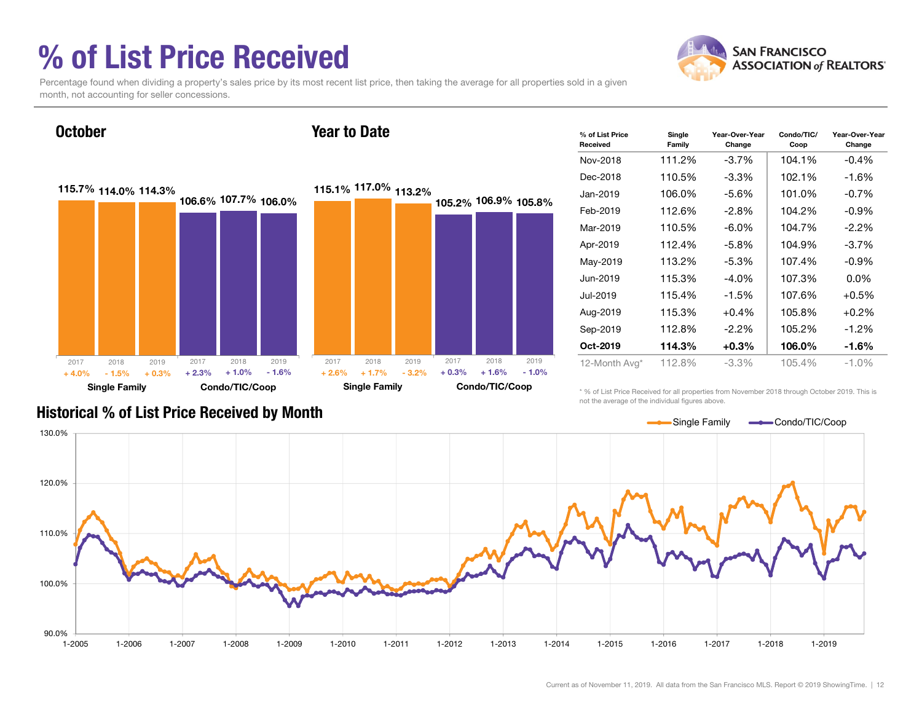# % of List Price Received

Percentage found when dividing a property's sales price by its most recent list price, then taking the average for all properties sold in a given month, not accounting for seller concessions.

## October

| | Single Family | | | Condo/TIC/Coop | | |
|---|---|---|---|---|---|---|
| Year | 2017 | 2018 | 2019 | 2017 | 2018 | 2019 |
| % of List Price Received | 115.7% | 114.0% | 114.3% | 106.6% | 107.7% | 106.0% |
| Change | + 4.0% | - 1.5% | + 0.3% | + 2.3% | + 1.0% | - 1.6% |

## Year to Date

| | Single Family | | | Condo/TIC/Coop | | |
|---|---|---|---|---|---|---|
| Year | 2017 | 2018 | 2019 | 2017 | 2018 | 2019 |
| % of List Price Received | 115.1% | 117.0% | 113.2% | 105.2% | 106.9% | 105.8% |
| Change | + 2.6% | + 1.7% | - 3.2% | + 0.3% | + 1.6% | - 1.0% |

| % of List Price Received | Single Family | Year-Over-Year Change | Condo/TIC/Coop | Year-Over-Year Change |
|---|---|---|---|---|
| Nov-2018 | 111.2% | -3.7% | 104.1% | -0.4% |
| Dec-2018 | 110.5% | -3.3% | 102.1% | -1.6% |
| Jan-2019 | 106.0% | -5.6% | 101.0% | -0.7% |
| Feb-2019 | 112.6% | -2.8% | 104.2% | -0.9% |
| Mar-2019 | 110.5% | -6.0% | 104.7% | -2.2% |
| Apr-2019 | 112.4% | -5.8% | 104.9% | -3.7% |
| May-2019 | 113.2% | -5.3% | 107.4% | -0.9% |
| Jun-2019 | 115.3% | -4.0% | 107.3% | 0.0% |
| Jul-2019 | 115.4% | -1.5% | 107.6% | +0.5% |
| Aug-2019 | 115.3% | +0.4% | 105.8% | +0.2% |
| Sep-2019 | 112.8% | -2.2% | 105.2% | -1.2% |
| **Oct-2019** | **114.3%** | **+0.3%** | **106.0%** | **-1.6%** |
| 12-Month Avg* | 112.8% | -3.3% | 105.4% | -1.0% |

* % of List Price Received for all properties from November 2018 through October 2019. This is not the average of the individual figures above.

## Historical % of List Price Received by Month

Single Family — Condo/TIC/Coop

Current as of November 11, 2019. All data from the San Francisco MLS. Report © 2019 ShowingTime.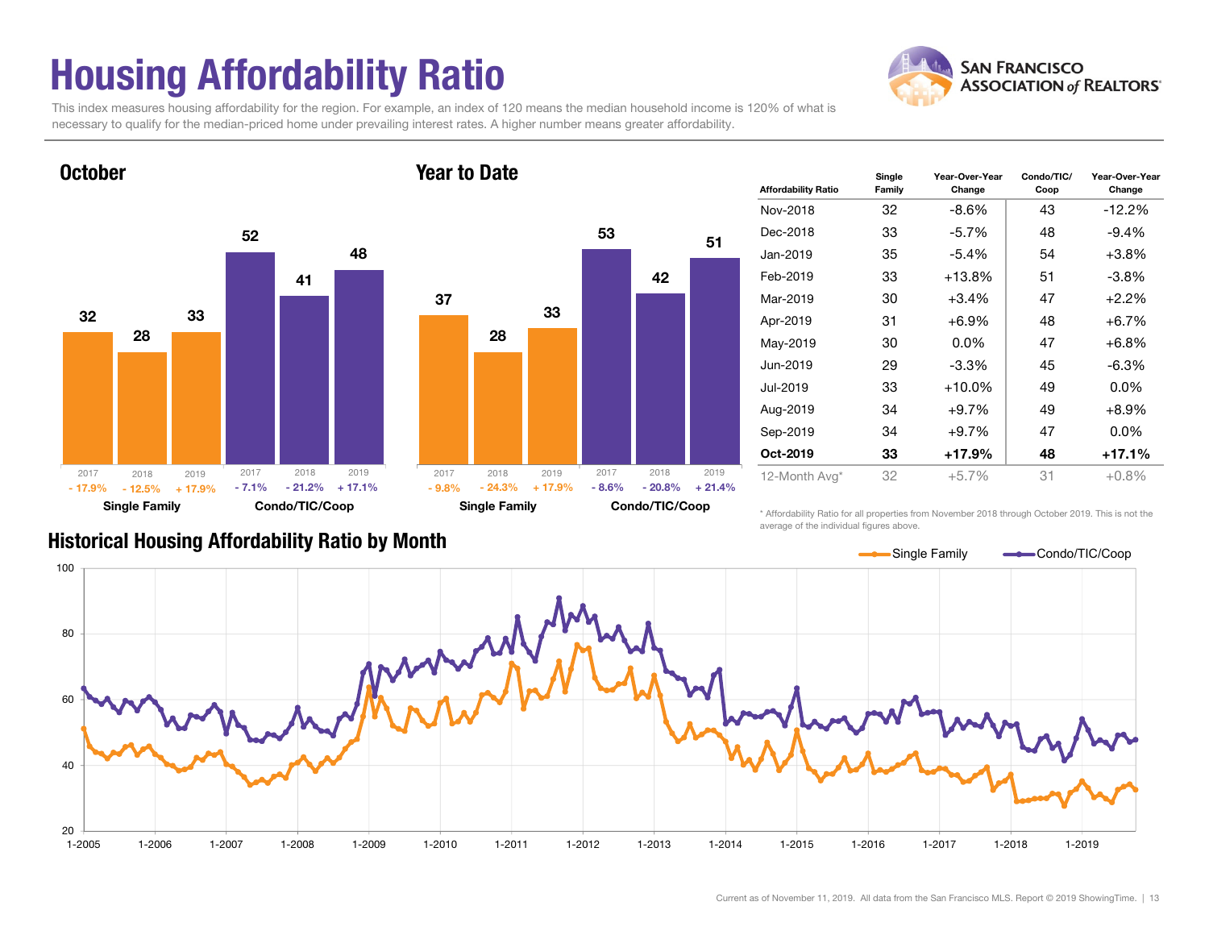# Housing Affordability Ratio

This index measures housing affordability for the region. For example, an index of 120 means the median household income is 120% of what is necessary to qualify for the median-priced home under prevailing interest rates. A higher number means greater affordability.

SAN FRANCISCO ASSOCIATION of REALTORS®

## October

| | 2017 | 2018 | 2019 |
|---|---|---|---|
| Single Family | 32 (- 17.9%) | 28 (- 12.5%) | 33 (+ 17.9%) |
| Condo/TIC/Coop | 52 (- 7.1%) | 41 (- 21.2%) | 48 (+ 17.1%) |

## Year to Date

| | 2017 | 2018 | 2019 |
|---|---|---|---|
| Single Family | 37 (- 9.8%) | 28 (- 24.3%) | 33 (+ 17.9%) |
| Condo/TIC/Coop | 53 (- 8.6%) | 42 (- 20.8%) | 51 (+ 21.4%) |

| Affordability Ratio | Single Family | Year-Over-Year Change | Condo/TIC/ Coop | Year-Over-Year Change |
|---|---|---|---|---|
| Nov-2018 | 32 | -8.6% | 43 | -12.2% |
| Dec-2018 | 33 | -5.7% | 48 | -9.4% |
| Jan-2019 | 35 | -5.4% | 54 | +3.8% |
| Feb-2019 | 33 | +13.8% | 51 | -3.8% |
| Mar-2019 | 30 | +3.4% | 47 | +2.2% |
| Apr-2019 | 31 | +6.9% | 48 | +6.7% |
| May-2019 | 30 | 0.0% | 47 | +6.8% |
| Jun-2019 | 29 | -3.3% | 45 | -6.3% |
| Jul-2019 | 33 | +10.0% | 49 | 0.0% |
| Aug-2019 | 34 | +9.7% | 49 | +8.9% |
| Sep-2019 | 34 | +9.7% | 47 | 0.0% |
| **Oct-2019** | **33** | **+17.9%** | **48** | **+17.1%** |
| 12-Month Avg* | 32 | +5.7% | 31 | +0.8% |

\* Affordability Ratio for all properties from November 2018 through October 2019. This is not the average of the individual figures above.

## Historical Housing Affordability Ratio by Month

Single Family / Condo/TIC/Coop

Current as of November 11, 2019. All data from the San Francisco MLS. Report © 2019 ShowingTime.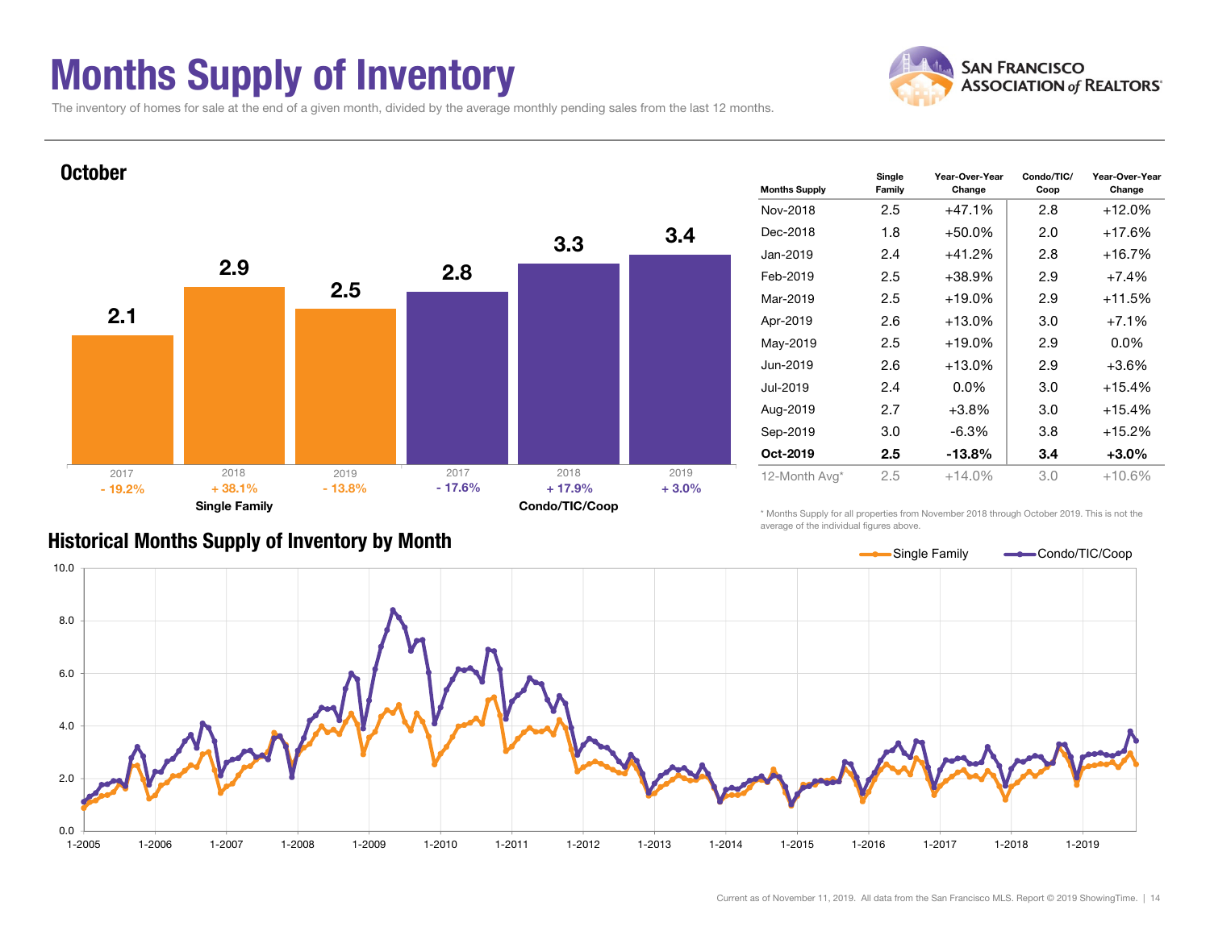# Months Supply of Inventory

The inventory of homes for sale at the end of a given month, divided by the average monthly pending sales from the last 12 months.

SAN FRANCISCO ASSOCIATION of REALTORS®

## October

| | 2017 | 2018 | 2019 |
|---|---|---|---|
| Single Family | 2.1 (- 19.2%) | 2.9 (+ 38.1%) | 2.5 (- 13.8%) |
| Condo/TIC/Coop | 2.8 (- 17.6%) | 3.3 (+ 17.9%) | 3.4 (+ 3.0%) |

| Months Supply | Single Family | Year-Over-Year Change | Condo/TIC/ Coop | Year-Over-Year Change |
|---|---|---|---|---|
| Nov-2018 | 2.5 | +47.1% | 2.8 | +12.0% |
| Dec-2018 | 1.8 | +50.0% | 2.0 | +17.6% |
| Jan-2019 | 2.4 | +41.2% | 2.8 | +16.7% |
| Feb-2019 | 2.5 | +38.9% | 2.9 | +7.4% |
| Mar-2019 | 2.5 | +19.0% | 2.9 | +11.5% |
| Apr-2019 | 2.6 | +13.0% | 3.0 | +7.1% |
| May-2019 | 2.5 | +19.0% | 2.9 | 0.0% |
| Jun-2019 | 2.6 | +13.0% | 2.9 | +3.6% |
| Jul-2019 | 2.4 | 0.0% | 3.0 | +15.4% |
| Aug-2019 | 2.7 | +3.8% | 3.0 | +15.4% |
| Sep-2019 | 3.0 | -6.3% | 3.8 | +15.2% |
| **Oct-2019** | **2.5** | **-13.8%** | **3.4** | **+3.0%** |
| 12-Month Avg* | 2.5 | +14.0% | 3.0 | +10.6% |

\* Months Supply for all properties from November 2018 through October 2019. This is not the average of the individual figures above.

## Historical Months Supply of Inventory by Month

Single Family / Condo/TIC/Coop

Current as of November 11, 2019. All data from the San Francisco MLS. Report © 2019 ShowingTime.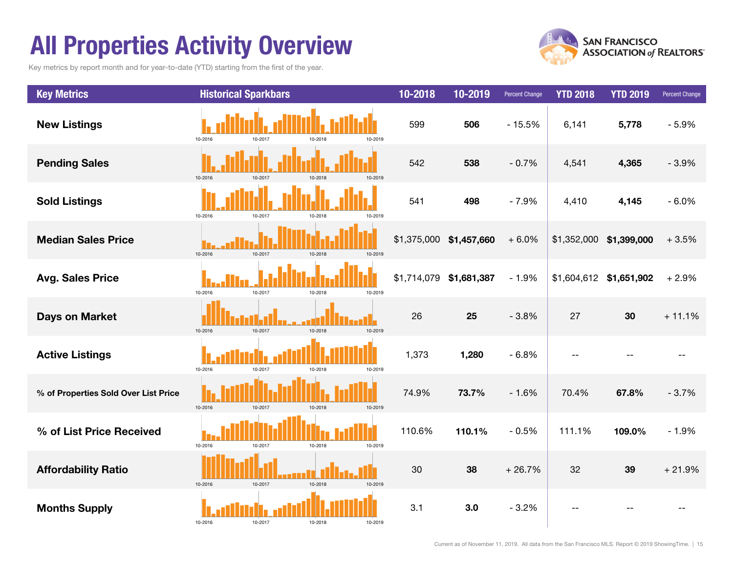# All Properties Activity Overview

Key metrics by report month and for year-to-date (YTD) starting from the first of the year.

SAN FRANCISCO ASSOCIATION of REALTORS®

| Key Metrics | Historical Sparkbars | 10-2018 | 10-2019 | Percent Change | YTD 2018 | YTD 2019 | Percent Change |
|---|---|---|---|---|---|---|---|
| **New Listings** | 10-2016 10-2017 10-2018 10-2019 | 599 | **506** | - 15.5% | 6,141 | **5,778** | - 5.9% |
| **Pending Sales** | 10-2016 10-2017 10-2018 10-2019 | 542 | **538** | - 0.7% | 4,541 | **4,365** | - 3.9% |
| **Sold Listings** | 10-2016 10-2017 10-2018 10-2019 | 541 | **498** | - 7.9% | 4,410 | **4,145** | - 6.0% |
| **Median Sales Price** | 10-2016 10-2017 10-2018 10-2019 | $1,375,000 | **$1,457,660** | + 6.0% | $1,352,000 | **$1,399,000** | + 3.5% |
| **Avg. Sales Price** | 10-2016 10-2017 10-2018 10-2019 | $1,714,079 | **$1,681,387** | - 1.9% | $1,604,612 | **$1,651,902** | + 2.9% |
| **Days on Market** | 10-2016 10-2017 10-2018 10-2019 | 26 | **25** | - 3.8% | 27 | **30** | + 11.1% |
| **Active Listings** | 10-2016 10-2017 10-2018 10-2019 | 1,373 | **1,280** | - 6.8% | -- | -- | -- |
| **% of Properties Sold Over List Price** | 10-2016 10-2017 10-2018 10-2019 | 74.9% | **73.7%** | - 1.6% | 70.4% | **67.8%** | - 3.7% |
| **% of List Price Received** | 10-2016 10-2017 10-2018 10-2019 | 110.6% | **110.1%** | - 0.5% | 111.1% | **109.0%** | - 1.9% |
| **Affordability Ratio** | 10-2016 10-2017 10-2018 10-2019 | 30 | **38** | + 26.7% | 32 | **39** | + 21.9% |
| **Months Supply** | 10-2016 10-2017 10-2018 10-2019 | 3.1 | **3.0** | - 3.2% | -- | -- | -- |

Current as of November 11, 2019. All data from the San Francisco MLS. Report © 2019 ShowingTime.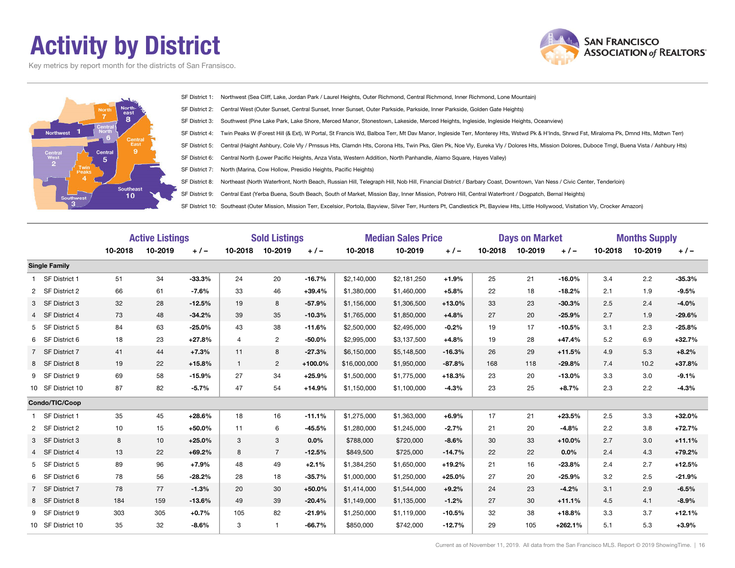# Activity by District

Key metrics by report month for the districts of San Fransisco.

SAN FRANCISCO ASSOCIATION of REALTORS®

Northwest 1
Central West 2
Southwest 3
Twin Peaks 4
Central 5
Central North 6
North 7
Northeast 8
Central East 9
Southeast 10

SF District 1: Northwest (Sea Cliff, Lake, Jordan Park / Laurel Heights, Outer Richmond, Central Richmond, Inner Richmond, Lone Mountain)

SF District 2: Central West (Outer Sunset, Central Sunset, Inner Sunset, Outer Parkside, Parkside, Inner Parkside, Golden Gate Heights)

SF District 3: Southwest (Pine Lake Park, Lake Shore, Merced Manor, Stonestown, Lakeside, Merced Heights, Ingleside, Ingleside Heights, Oceanview)

SF District 4: Twin Peaks W (Forest Hill (& Ext), W Portal, St Francis Wd, Balboa Terr, Mt Dav Manor, Ingleside Terr, Monterey Hts, Wstwd Pk & H'lnds, Shrwd Fst, Miraloma Pk, Dmnd Hts, Mdtwn Terr)

SF District 5: Central (Haight Ashbury, Cole Vly / Prnssus Hts, Clarndn Hts, Corona Hts, Twin Pks, Glen Pk, Noe Vly, Eureka Vly / Dolores Hts, Mission Dolores, Duboce Trngl, Buena Vista / Ashbury Hts)

SF District 6: Central North (Lower Pacific Heights, Anza Vista, Western Addition, North Panhandle, Alamo Square, Hayes Valley)

SF District 7: North (Marina, Cow Hollow, Presidio Heights, Pacific Heights)

SF District 8: Northeast (North Waterfront, North Beach, Russian Hill, Telegraph Hill, Nob Hill, Financial District / Barbary Coast, Downtown, Van Ness / Civic Center, Tenderloin)

SF District 9: Central East (Yerba Buena, South Beach, South of Market, Mission Bay, Inner Mission, Potrero Hill, Central Waterfront / Dogpatch, Bernal Heights)

SF District 10: Southeast (Outer Mission, Mission Terr, Excelsior, Portola, Bayview, Silver Terr, Hunters Pt, Candlestick Pt, Bayview Hts, Little Hollywood, Visitation Vly, Crocker Amazon)

| | | Active Listings | | | Sold Listings | | | Median Sales Price | | | Days on Market | | | Months Supply | | |
|---|---|---|---|---|---|---|---|---|---|---|---|---|---|---|---|---|
| | | 10-2018 | 10-2019 | + / – | 10-2018 | 10-2019 | + / – | 10-2018 | 10-2019 | + / – | 10-2018 | 10-2019 | + / – | 10-2018 | 10-2019 | + / – |
| **Single Family** | | | | | | | | | | | | | | | | |
| 1 | SF District 1 | 51 | 34 | **-33.3%** | 24 | 20 | **-16.7%** | $2,140,000 | $2,181,250 | **+1.9%** | 25 | 21 | **-16.0%** | 3.4 | 2.2 | **-35.3%** |
| 2 | SF District 2 | 66 | 61 | **-7.6%** | 33 | 46 | **+39.4%** | $1,380,000 | $1,460,000 | **+5.8%** | 22 | 18 | **-18.2%** | 2.1 | 1.9 | **-9.5%** |
| 3 | SF District 3 | 32 | 28 | **-12.5%** | 19 | 8 | **-57.9%** | $1,156,000 | $1,306,500 | **+13.0%** | 33 | 23 | **-30.3%** | 2.5 | 2.4 | **-4.0%** |
| 4 | SF District 4 | 73 | 48 | **-34.2%** | 39 | 35 | **-10.3%** | $1,765,000 | $1,850,000 | **+4.8%** | 27 | 20 | **-25.9%** | 2.7 | 1.9 | **-29.6%** |
| 5 | SF District 5 | 84 | 63 | **-25.0%** | 43 | 38 | **-11.6%** | $2,500,000 | $2,495,000 | **-0.2%** | 19 | 17 | **-10.5%** | 3.1 | 2.3 | **-25.8%** |
| 6 | SF District 6 | 18 | 23 | **+27.8%** | 4 | 2 | **-50.0%** | $2,995,000 | $3,137,500 | **+4.8%** | 19 | 28 | **+47.4%** | 5.2 | 6.9 | **+32.7%** |
| 7 | SF District 7 | 41 | 44 | **+7.3%** | 11 | 8 | **-27.3%** | $6,150,000 | $5,148,500 | **-16.3%** | 26 | 29 | **+11.5%** | 4.9 | 5.3 | **+8.2%** |
| 8 | SF District 8 | 19 | 22 | **+15.8%** | 1 | 2 | **+100.0%** | $16,000,000 | $1,950,000 | **-87.8%** | 168 | 118 | **-29.8%** | 7.4 | 10.2 | **+37.8%** |
| 9 | SF District 9 | 69 | 58 | **-15.9%** | 27 | 34 | **+25.9%** | $1,500,000 | $1,775,000 | **+18.3%** | 23 | 20 | **-13.0%** | 3.3 | 3.0 | **-9.1%** |
| 10 | SF District 10 | 87 | 82 | **-5.7%** | 47 | 54 | **+14.9%** | $1,150,000 | $1,100,000 | **-4.3%** | 23 | 25 | **+8.7%** | 2.3 | 2.2 | **-4.3%** |
| **Condo/TIC/Coop** | | | | | | | | | | | | | | | | |
| 1 | SF District 1 | 35 | 45 | **+28.6%** | 18 | 16 | **-11.1%** | $1,275,000 | $1,363,000 | **+6.9%** | 17 | 21 | **+23.5%** | 2.5 | 3.3 | **+32.0%** |
| 2 | SF District 2 | 10 | 15 | **+50.0%** | 11 | 6 | **-45.5%** | $1,280,000 | $1,245,000 | **-2.7%** | 21 | 20 | **-4.8%** | 2.2 | 3.8 | **+72.7%** |
| 3 | SF District 3 | 8 | 10 | **+25.0%** | 3 | 3 | **0.0%** | $788,000 | $720,000 | **-8.6%** | 30 | 33 | **+10.0%** | 2.7 | 3.0 | **+11.1%** |
| 4 | SF District 4 | 13 | 22 | **+69.2%** | 8 | 7 | **-12.5%** | $849,500 | $725,000 | **-14.7%** | 22 | 22 | **0.0%** | 2.4 | 4.3 | **+79.2%** |
| 5 | SF District 5 | 89 | 96 | **+7.9%** | 48 | 49 | **+2.1%** | $1,384,250 | $1,650,000 | **+19.2%** | 21 | 16 | **-23.8%** | 2.4 | 2.7 | **+12.5%** |
| 6 | SF District 6 | 78 | 56 | **-28.2%** | 28 | 18 | **-35.7%** | $1,000,000 | $1,250,000 | **+25.0%** | 27 | 20 | **-25.9%** | 3.2 | 2.5 | **-21.9%** |
| 7 | SF District 7 | 78 | 77 | **-1.3%** | 20 | 30 | **+50.0%** | $1,414,000 | $1,544,000 | **+9.2%** | 24 | 23 | **-4.2%** | 3.1 | 2.9 | **-6.5%** |
| 8 | SF District 8 | 184 | 159 | **-13.6%** | 49 | 39 | **-20.4%** | $1,149,000 | $1,135,000 | **-1.2%** | 27 | 30 | **+11.1%** | 4.5 | 4.1 | **-8.9%** |
| 9 | SF District 9 | 303 | 305 | **+0.7%** | 105 | 82 | **-21.9%** | $1,250,000 | $1,119,000 | **-10.5%** | 32 | 38 | **+18.8%** | 3.3 | 3.7 | **+12.1%** |
| 10 | SF District 10 | 35 | 32 | **-8.6%** | 3 | 1 | **-66.7%** | $850,000 | $742,000 | **-12.7%** | 29 | 105 | **+262.1%** | 5.1 | 5.3 | **+3.9%** |

Current as of November 11, 2019. All data from the San Francisco MLS. Report © 2019 ShowingTime.